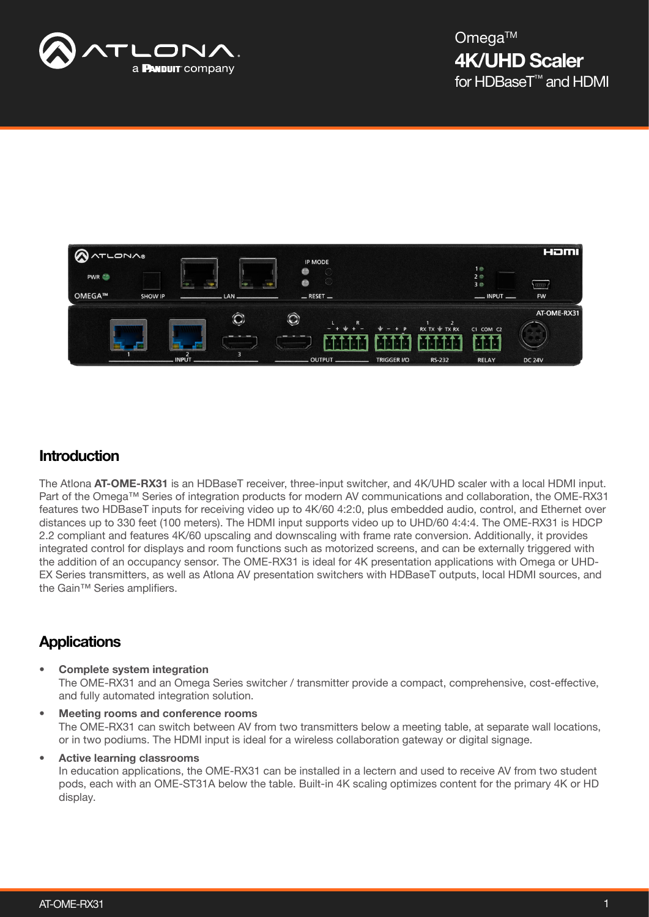Omega™

# 4K/UHD Scaler

for HDBaseT™ and HDMI

## Introduction

The Atlona **AT-OME-RX31** is an HDBaseT receiver, three-input switcher, and 4K/UHD scaler with a local HDMI input. Part of the Omega™ Series of integration products for modern AV communications and collaboration, the OME-RX31 features two HDBaseT inputs for receiving video up to 4K/60 4:2:0, plus embedded audio, control, and Ethernet over distances up to 330 feet (100 meters). The HDMI input supports video up to UHD/60 4:4:4. The OME-RX31 is HDCP 2.2 compliant and features 4K/60 upscaling and downscaling with frame rate conversion. Additionally, it provides integrated control for displays and room functions such as motorized screens, and can be externally triggered with the addition of an occupancy sensor. The OME-RX31 is ideal for 4K presentation applications with Omega or UHD-EX Series transmitters, as well as Atlona AV presentation switchers with HDBaseT outputs, local HDMI sources, and the Gain™ Series amplifiers.

## Applications

- **Complete system integration**
  The OME-RX31 and an Omega Series switcher / transmitter provide a compact, comprehensive, cost-effective, and fully automated integration solution.
- **Meeting rooms and conference rooms**
  The OME-RX31 can switch between AV from two transmitters below a meeting table, at separate wall locations, or in two podiums. The HDMI input is ideal for a wireless collaboration gateway or digital signage.
- **Active learning classrooms**
  In education applications, the OME-RX31 can be installed in a lectern and used to receive AV from two student pods, each with an OME-ST31A below the table. Built-in 4K scaling optimizes content for the primary 4K or HD display.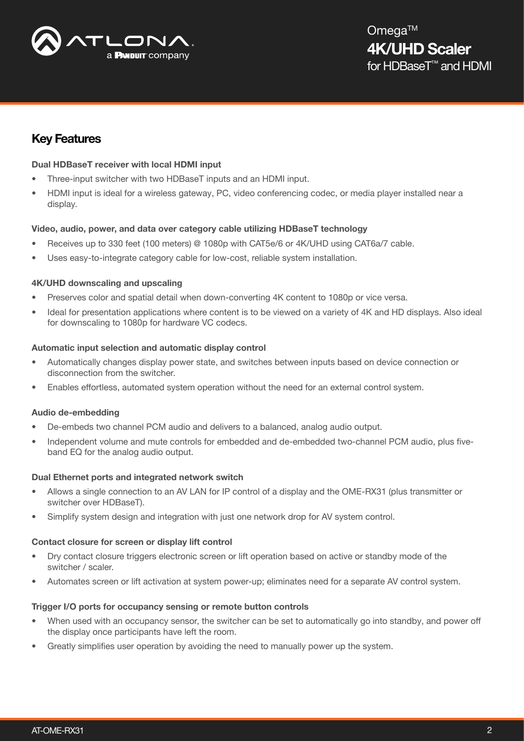## Key Features

**Dual HDBaseT receiver with local HDMI input**

- Three-input switcher with two HDBaseT inputs and an HDMI input.
- HDMI input is ideal for a wireless gateway, PC, video conferencing codec, or media player installed near a display.

**Video, audio, power, and data over category cable utilizing HDBaseT technology**

- Receives up to 330 feet (100 meters) @ 1080p with CAT5e/6 or 4K/UHD using CAT6a/7 cable.
- Uses easy-to-integrate category cable for low-cost, reliable system installation.

**4K/UHD downscaling and upscaling**

- Preserves color and spatial detail when down-converting 4K content to 1080p or vice versa.
- Ideal for presentation applications where content is to be viewed on a variety of 4K and HD displays. Also ideal for downscaling to 1080p for hardware VC codecs.

**Automatic input selection and automatic display control**

- Automatically changes display power state, and switches between inputs based on device connection or disconnection from the switcher.
- Enables effortless, automated system operation without the need for an external control system.

**Audio de-embedding**

- De-embeds two channel PCM audio and delivers to a balanced, analog audio output.
- Independent volume and mute controls for embedded and de-embedded two-channel PCM audio, plus five-band EQ for the analog audio output.

**Dual Ethernet ports and integrated network switch**

- Allows a single connection to an AV LAN for IP control of a display and the OME-RX31 (plus transmitter or switcher over HDBaseT).
- Simplify system design and integration with just one network drop for AV system control.

**Contact closure for screen or display lift control**

- Dry contact closure triggers electronic screen or lift operation based on active or standby mode of the switcher / scaler.
- Automates screen or lift activation at system power-up; eliminates need for a separate AV control system.

**Trigger I/O ports for occupancy sensing or remote button controls**

- When used with an occupancy sensor, the switcher can be set to automatically go into standby, and power off the display once participants have left the room.
- Greatly simplifies user operation by avoiding the need to manually power up the system.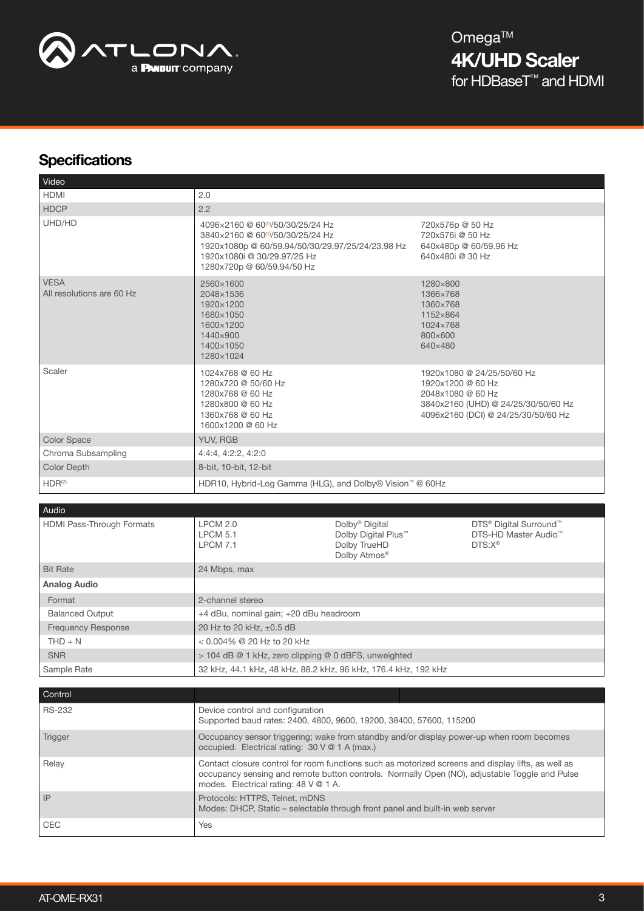## Specifications

| Video | | |
|---|---|---|
| HDMI | 2.0 | |
| HDCP | 2.2 | |
| UHD/HD | 4096×2160 @ 60[1]/50/30/25/24 Hz<br>3840×2160 @ 60[1]/50/30/25/24 Hz<br>1920x1080p @ 60/59.94/50/30/29.97/25/24/23.98 Hz<br>1920x1080i @ 30/29.97/25 Hz<br>1280x720p @ 60/59.94/50 Hz | 720x576p @ 50 Hz<br>720x576i @ 50 Hz<br>640x480p @ 60/59.96 Hz<br>640x480i @ 30 Hz |
| VESA<br>All resolutions are 60 Hz | 2560×1600<br>2048×1536<br>1920×1200<br>1680×1050<br>1600×1200<br>1440×900<br>1400×1050<br>1280×1024 | 1280×800<br>1366×768<br>1360×768<br>1152×864<br>1024×768<br>800×600<br>640×480 |
| Scaler | 1024x768 @ 60 Hz<br>1280x720 @ 50/60 Hz<br>1280x768 @ 60 Hz<br>1280x800 @ 60 Hz<br>1360x768 @ 60 Hz<br>1600x1200 @ 60 Hz | 1920x1080 @ 24/25/50/60 Hz<br>1920x1200 @ 60 Hz<br>2048x1080 @ 60 Hz<br>3840x2160 (UHD) @ 24/25/30/50/60 Hz<br>4096x2160 (DCI) @ 24/25/30/50/60 Hz |
| Color Space | YUV, RGB | |
| Chroma Subsampling | 4:4:4, 4:2:2, 4:2:0 | |
| Color Depth | 8-bit, 10-bit, 12-bit | |
| HDR[2] | HDR10, Hybrid-Log Gamma (HLG), and Dolby® Vision™ @ 60Hz | |

| Audio | | | |
|---|---|---|---|
| HDMI Pass-Through Formats | LPCM 2.0<br>LPCM 5.1<br>LPCM 7.1 | Dolby® Digital<br>Dolby Digital Plus™<br>Dolby TrueHD<br>Dolby Atmos® | DTS® Digital Surround™<br>DTS-HD Master Audio™<br>DTS:X® |
| Bit Rate | 24 Mbps, max | | |
| **Analog Audio** | | | |
| Format | 2-channel stereo | | |
| Balanced Output | +4 dBu, nominal gain; +20 dBu headroom | | |
| Frequency Response | 20 Hz to 20 kHz, ±0.5 dB | | |
| THD + N | < 0.004% @ 20 Hz to 20 kHz | | |
| SNR | > 104 dB @ 1 kHz, zero clipping @ 0 dBFS, unweighted | | |
| Sample Rate | 32 kHz, 44.1 kHz, 48 kHz, 88.2 kHz, 96 kHz, 176.4 kHz, 192 kHz | | |

| Control | |
|---|---|
| RS-232 | Device control and configuration<br>Supported baud rates: 2400, 4800, 9600, 19200, 38400, 57600, 115200 |
| Trigger | Occupancy sensor triggering; wake from standby and/or display power-up when room becomes occupied. Electrical rating: 30 V @ 1 A (max.) |
| Relay | Contact closure control for room functions such as motorized screens and display lifts, as well as occupancy sensing and remote button controls. Normally Open (NO), adjustable Toggle and Pulse modes. Electrical rating: 48 V @ 1 A. |
| IP | Protocols: HTTPS, Telnet, mDNS<br>Modes: DHCP, Static – selectable through front panel and built-in web server |
| CEC | Yes |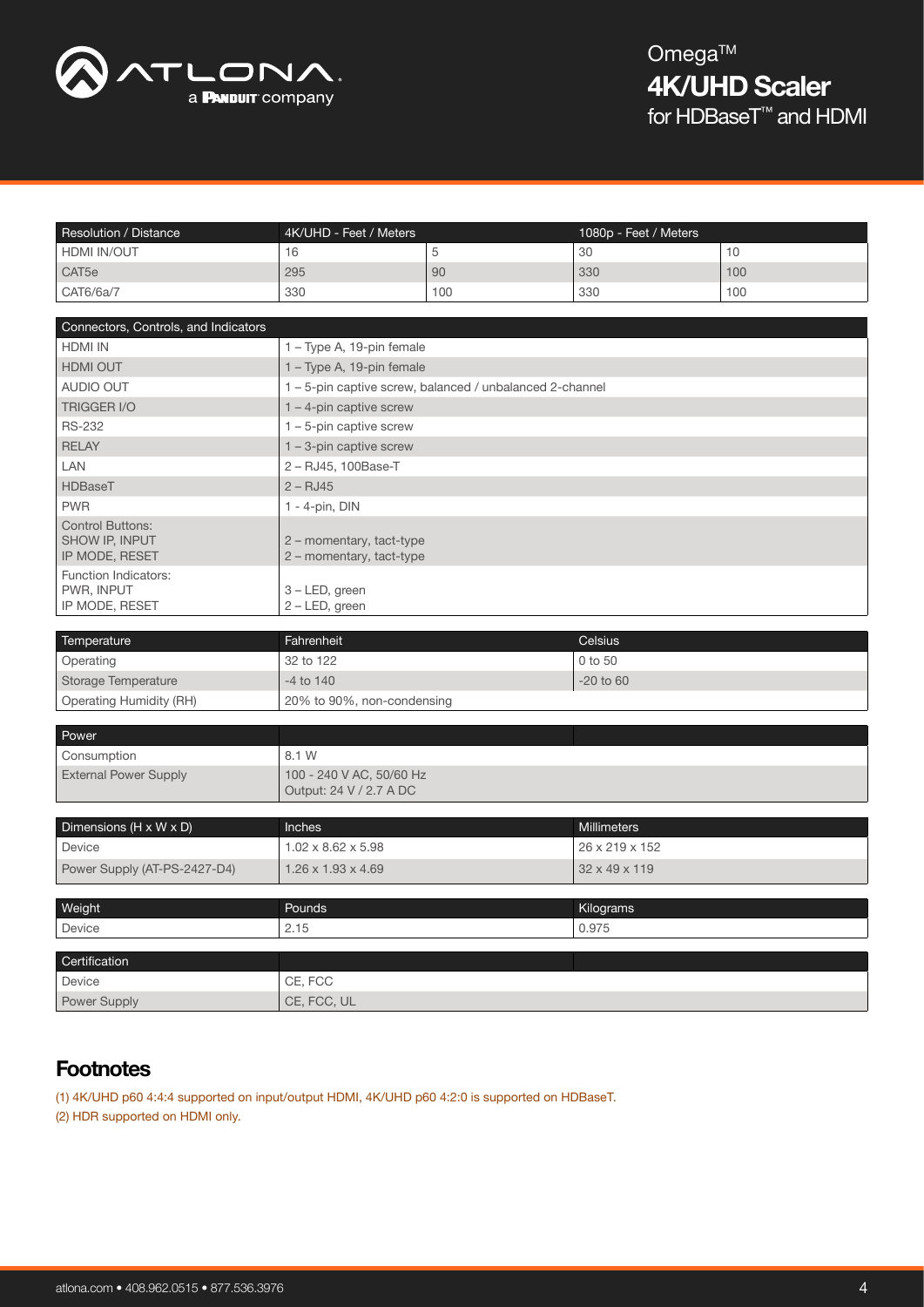| Resolution / Distance | 4K/UHD - Feet / Meters | | 1080p - Feet / Meters | |
|---|---|---|---|---|
| HDMI IN/OUT | 16 | 5 | 30 | 10 |
| CAT5e | 295 | 90 | 330 | 100 |
| CAT6/6a/7 | 330 | 100 | 330 | 100 |

| Connectors, Controls, and Indicators | |
|---|---|
| HDMI IN | 1 – Type A, 19-pin female |
| HDMI OUT | 1 – Type A, 19-pin female |
| AUDIO OUT | 1 – 5-pin captive screw, balanced / unbalanced 2-channel |
| TRIGGER I/O | 1 – 4-pin captive screw |
| RS-232 | 1 – 5-pin captive screw |
| RELAY | 1 – 3-pin captive screw |
| LAN | 2 – RJ45, 100Base-T |
| HDBaseT | 2 – RJ45 |
| PWR | 1 - 4-pin, DIN |
| Control Buttons:<br>SHOW IP, INPUT<br>IP MODE, RESET | 2 – momentary, tact-type<br>2 – momentary, tact-type |
| Function Indicators:<br>PWR, INPUT<br>IP MODE, RESET | 3 – LED, green<br>2 – LED, green |

| Temperature | Fahrenheit | Celsius |
|---|---|---|
| Operating | 32 to 122 | 0 to 50 |
| Storage Temperature | -4 to 140 | -20 to 60 |
| Operating Humidity (RH) | 20% to 90%, non-condensing | |

| Power | | |
|---|---|---|
| Consumption | 8.1 W | |
| External Power Supply | 100 - 240 V AC, 50/60 Hz<br>Output: 24 V / 2.7 A DC | |

| Dimensions (H x W x D) | Inches | Millimeters |
|---|---|---|
| Device | 1.02 x 8.62 x 5.98 | 26 x 219 x 152 |
| Power Supply (AT-PS-2427-D4) | 1.26 x 1.93 x 4.69 | 32 x 49 x 119 |

| Weight | Pounds | Kilograms |
|---|---|---|
| Device | 2.15 | 0.975 |

| Certification | | |
|---|---|---|
| Device | CE, FCC | |
| Power Supply | CE, FCC, UL | |

## Footnotes

(1) 4K/UHD p60 4:4:4 supported on input/output HDMI, 4K/UHD p60 4:2:0 is supported on HDBaseT.

(2) HDR supported on HDMI only.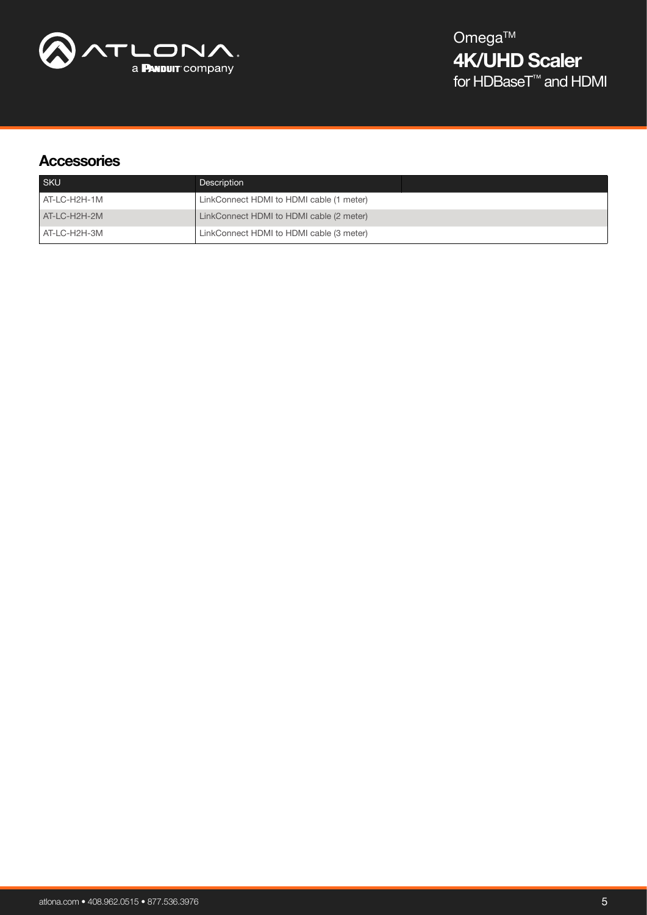## Accessories

| SKU | Description |
|---|---|
| AT-LC-H2H-1M | LinkConnect HDMI to HDMI cable (1 meter) |
| AT-LC-H2H-2M | LinkConnect HDMI to HDMI cable (2 meter) |
| AT-LC-H2H-3M | LinkConnect HDMI to HDMI cable (3 meter) |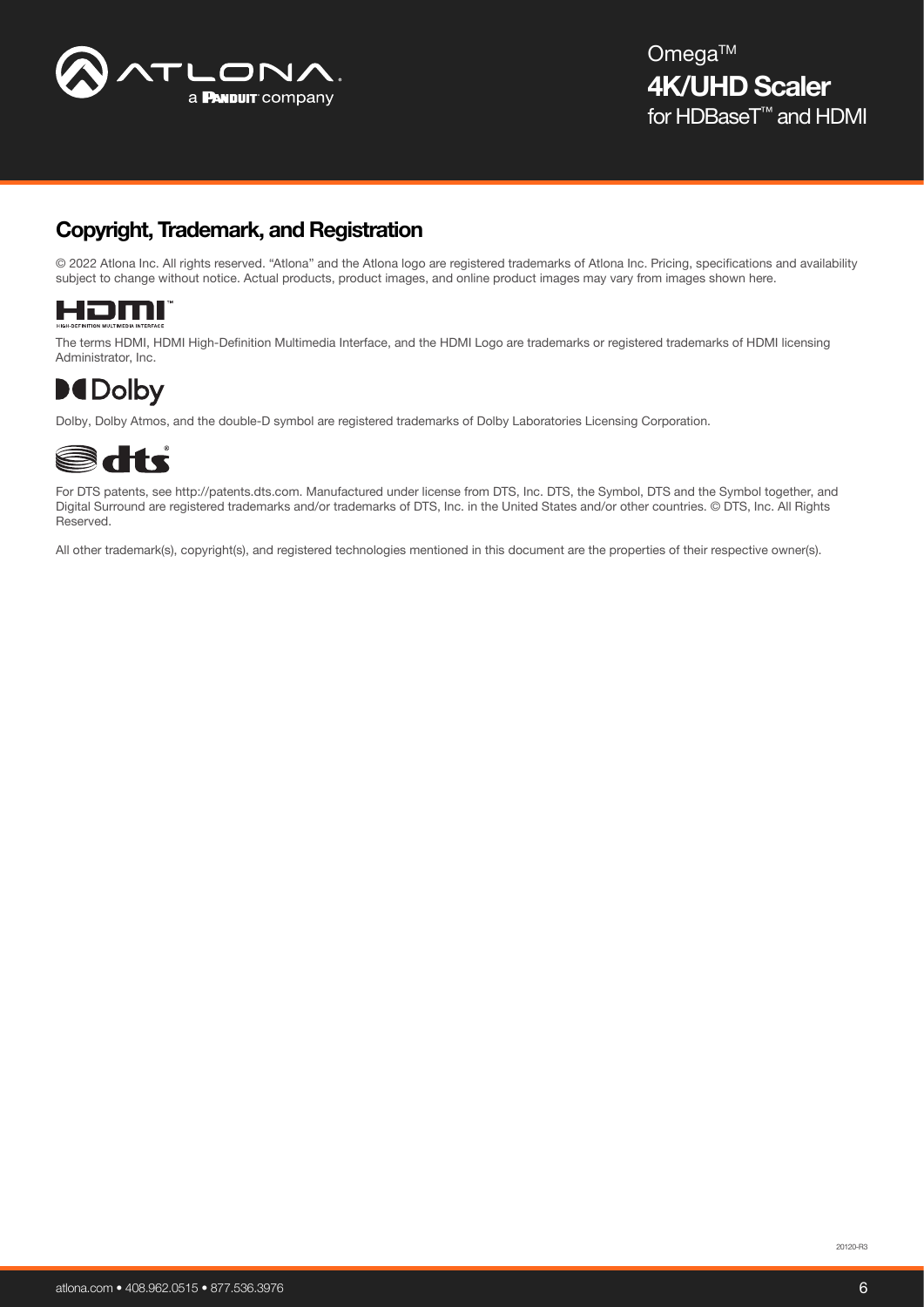## Copyright, Trademark, and Registration

© 2022 Atlona Inc. All rights reserved. "Atlona" and the Atlona logo are registered trademarks of Atlona Inc. Pricing, specifications and availability subject to change without notice. Actual products, product images, and online product images may vary from images shown here.

The terms HDMI, HDMI High-Definition Multimedia Interface, and the HDMI Logo are trademarks or registered trademarks of HDMI licensing Administrator, Inc.

Dolby, Dolby Atmos, and the double-D symbol are registered trademarks of Dolby Laboratories Licensing Corporation.

For DTS patents, see http://patents.dts.com. Manufactured under license from DTS, Inc. DTS, the Symbol, DTS and the Symbol together, and Digital Surround are registered trademarks and/or trademarks of DTS, Inc. in the United States and/or other countries. © DTS, Inc. All Rights Reserved.

All other trademark(s), copyright(s), and registered technologies mentioned in this document are the properties of their respective owner(s).

20120-R3